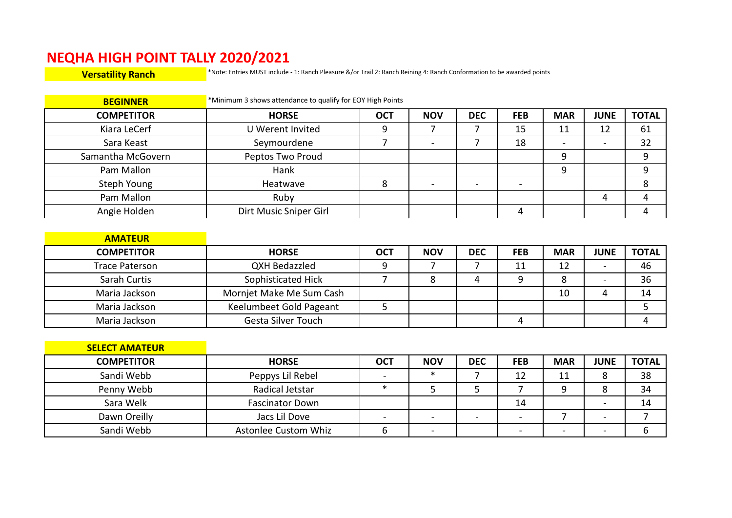# NEQHA HIGH POINT TALLY 2020/2021

**Versatility Ranch**

*Note: Entries MUST include - 1: Ranch Pleasure &/or Trail 2: Ranch Reining 4: Ranch Conformation to be awarded points

**BEGINNER**

*Minimum 3 shows attendance to qualify for EOY High Points

| COMPETITOR | HORSE | OCT | NOV | DEC | FEB | MAR | JUNE | TOTAL |
|---|---|---|---|---|---|---|---|---|
| Kiara LeCerf | U Werent Invited | 9 | 7 | 7 | 15 | 11 | 12 | 61 |
| Sara Keast | Seymourdene | 7 | - | 7 | 18 | - | - | 32 |
| Samantha McGovern | Peptos Two Proud | | | | | 9 | | 9 |
| Pam Mallon | Hank | | | | | 9 | | 9 |
| Steph Young | Heatwave | 8 | - | - | - | | | 8 |
| Pam Mallon | Ruby | | | | | | 4 | 4 |
| Angie Holden | Dirt Music Sniper Girl | | | | 4 | | | 4 |

**AMATEUR**

| COMPETITOR | HORSE | OCT | NOV | DEC | FEB | MAR | JUNE | TOTAL |
|---|---|---|---|---|---|---|---|---|
| Trace Paterson | QXH Bedazzled | 9 | 7 | 7 | 11 | 12 | - | 46 |
| Sarah Curtis | Sophisticated Hick | 7 | 8 | 4 | 9 | 8 | - | 36 |
| Maria Jackson | Mornjet Make Me Sum Cash | | | | | 10 | 4 | 14 |
| Maria Jackson | Keelumbeet Gold Pageant | 5 | | | | | | 5 |
| Maria Jackson | Gesta Silver Touch | | | | 4 | | | 4 |

**SELECT AMATEUR**

| COMPETITOR | HORSE | OCT | NOV | DEC | FEB | MAR | JUNE | TOTAL |
|---|---|---|---|---|---|---|---|---|
| Sandi Webb | Peppys Lil Rebel | - | * | 7 | 12 | 11 | 8 | 38 |
| Penny Webb | Radical Jetstar | * | 5 | 5 | 7 | 9 | 8 | 34 |
| Sara Welk | Fascinator Down | | | | 14 | | - | 14 |
| Dawn Oreilly | Jacs Lil Dove | - | - | - | - | 7 | - | 7 |
| Sandi Webb | Astonlee Custom Whiz | 6 | - | | - | - | - | 6 |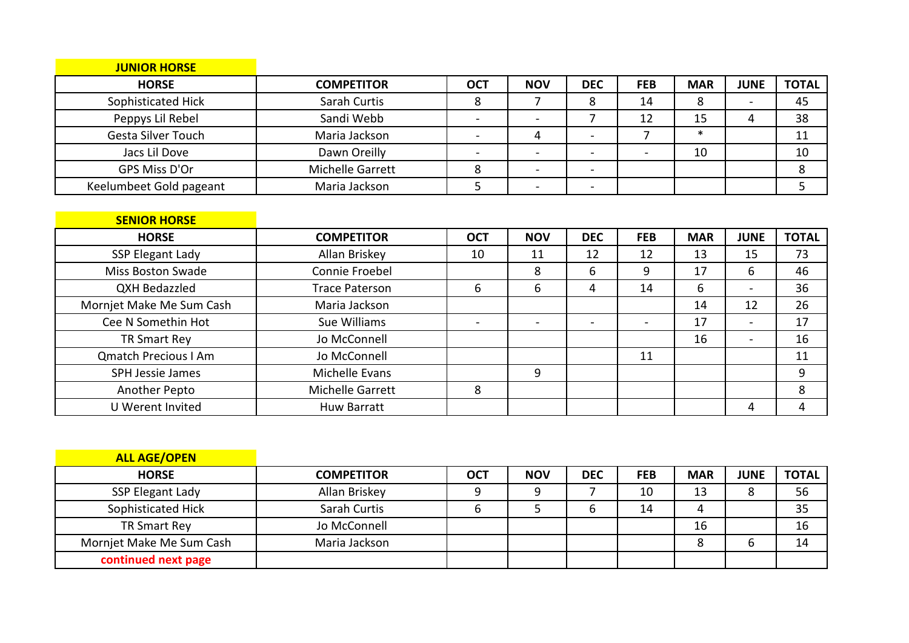## JUNIOR HORSE

| HORSE | COMPETITOR | OCT | NOV | DEC | FEB | MAR | JUNE | TOTAL |
|---|---|---|---|---|---|---|---|---|
| Sophisticated Hick | Sarah Curtis | 8 | 7 | 8 | 14 | 8 | - | 45 |
| Peppys Lil Rebel | Sandi Webb | - | - | 7 | 12 | 15 | 4 | 38 |
| Gesta Silver Touch | Maria Jackson | - | 4 | - | 7 | * | | 11 |
| Jacs Lil Dove | Dawn Oreilly | - | - | - | - | 10 | | 10 |
| GPS Miss D'Or | Michelle Garrett | 8 | - | - | | | | 8 |
| Keelumbeet Gold pageant | Maria Jackson | 5 | - | - | | | | 5 |

## SENIOR HORSE

| HORSE | COMPETITOR | OCT | NOV | DEC | FEB | MAR | JUNE | TOTAL |
|---|---|---|---|---|---|---|---|---|
| SSP Elegant Lady | Allan Briskey | 10 | 11 | 12 | 12 | 13 | 15 | 73 |
| Miss Boston Swade | Connie Froebel | | 8 | 6 | 9 | 17 | 6 | 46 |
| QXH Bedazzled | Trace Paterson | 6 | 6 | 4 | 14 | 6 | - | 36 |
| Mornjet Make Me Sum Cash | Maria Jackson | | | | | 14 | 12 | 26 |
| Cee N Somethin Hot | Sue Williams | - | - | - | - | 17 | - | 17 |
| TR Smart Rey | Jo McConnell | | | | | 16 | - | 16 |
| Qmatch Precious I Am | Jo McConnell | | | | 11 | | | 11 |
| SPH Jessie James | Michelle Evans | | 9 | | | | | 9 |
| Another Pepto | Michelle Garrett | 8 | | | | | | 8 |
| U Werent Invited | Huw Barratt | | | | | | 4 | 4 |

## ALL AGE/OPEN

| HORSE | COMPETITOR | OCT | NOV | DEC | FEB | MAR | JUNE | TOTAL |
|---|---|---|---|---|---|---|---|---|
| SSP Elegant Lady | Allan Briskey | 9 | 9 | 7 | 10 | 13 | 8 | 56 |
| Sophisticated Hick | Sarah Curtis | 6 | 5 | 6 | 14 | 4 | | 35 |
| TR Smart Rey | Jo McConnell | | | | | 16 | | 16 |
| Mornjet Make Me Sum Cash | Maria Jackson | | | | | 8 | 6 | 14 |
| **continued next page** | | | | | | | | |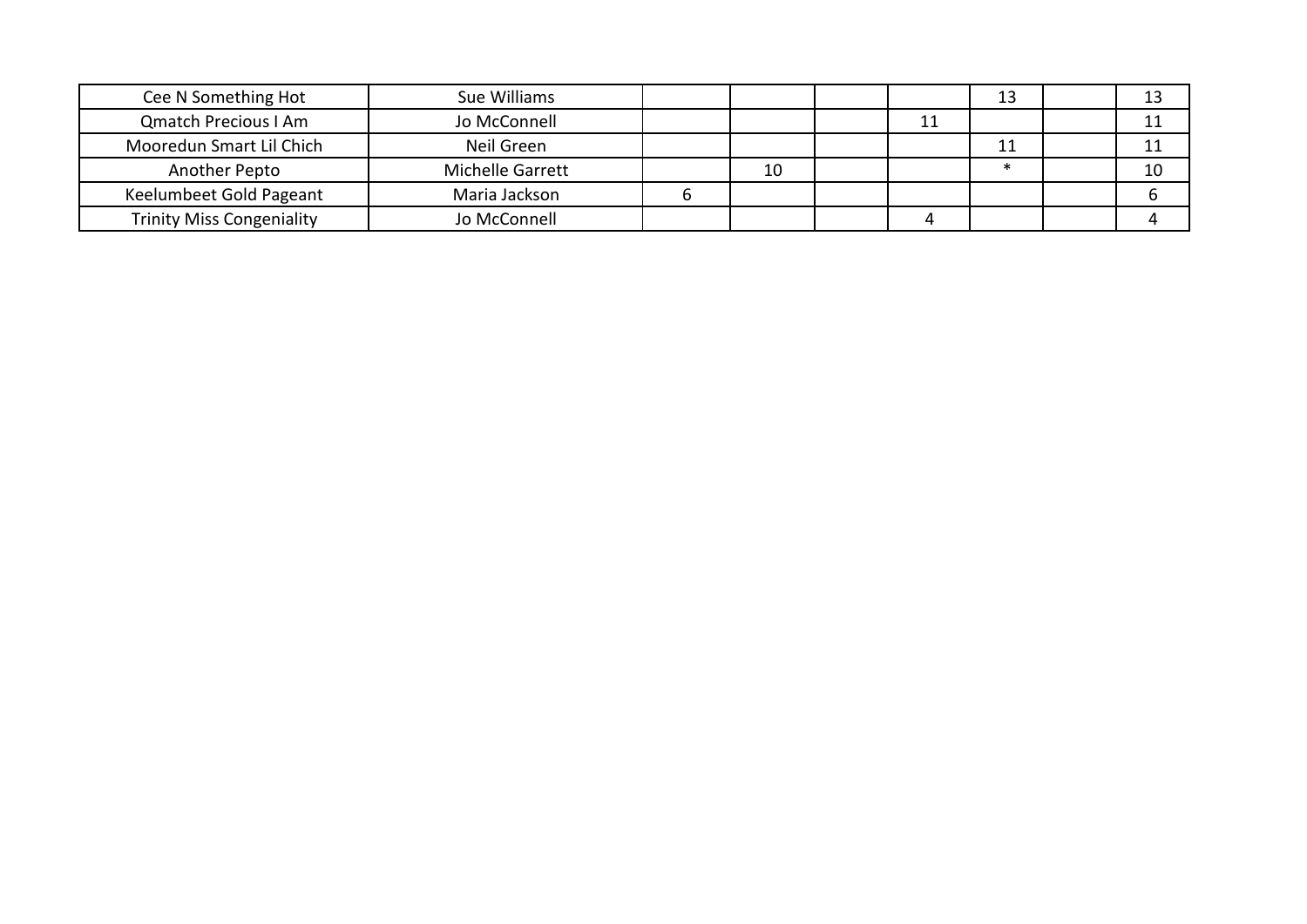| | | | | | | | | |
|---|---|---|---|---|---|---|---|---|
| Cee N Something Hot | Sue Williams | | | | | 13 | | 13 |
| Qmatch Precious I Am | Jo McConnell | | | | 11 | | | 11 |
| Mooredun Smart Lil Chich | Neil Green | | | | | 11 | | 11 |
| Another Pepto | Michelle Garrett | | 10 | | | * | | 10 |
| Keelumbeet Gold Pageant | Maria Jackson | 6 | | | | | | 6 |
| Trinity Miss Congeniality | Jo McConnell | | | | 4 | | | 4 |